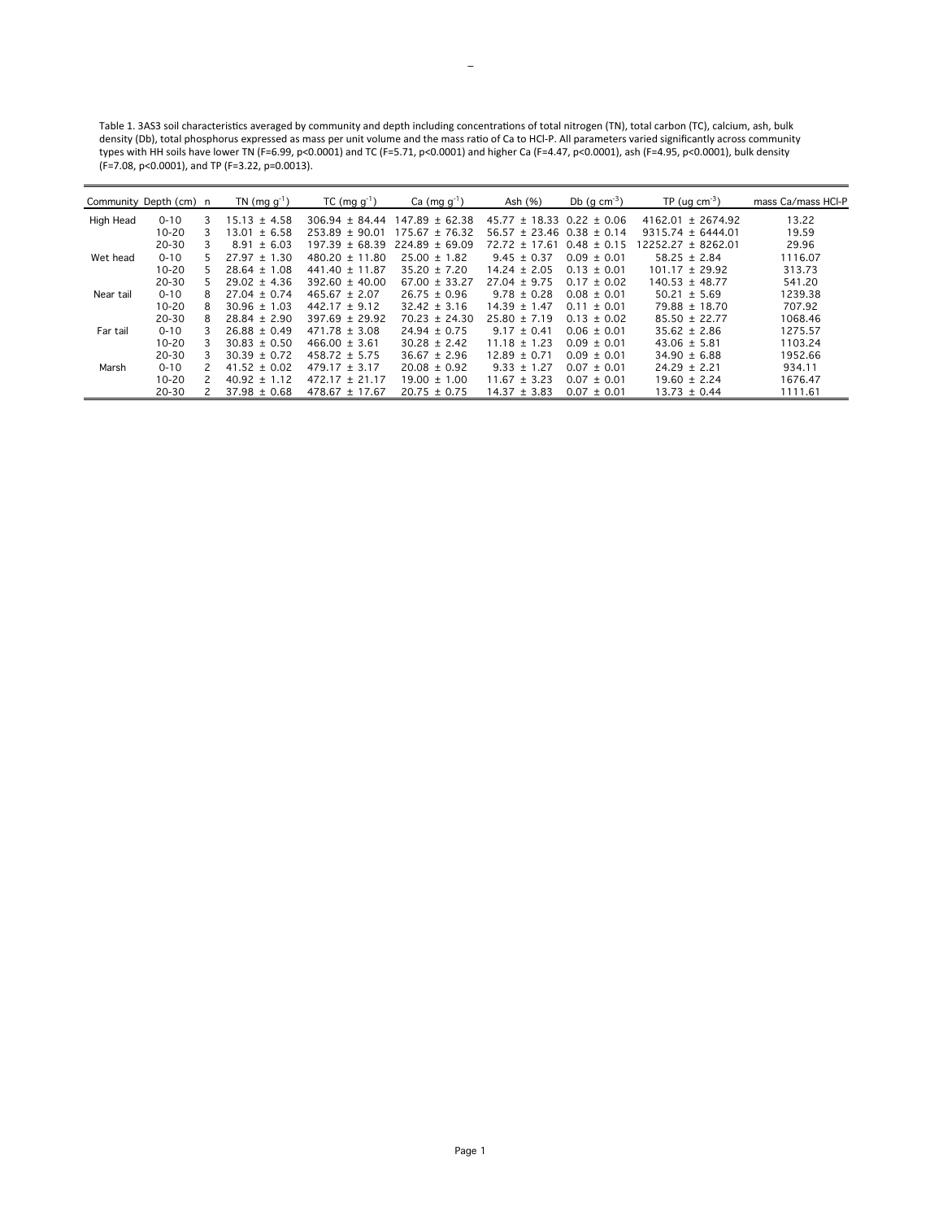Table 1. 3AS3 soil characteristics averaged by community and depth including concentrations of total nitrogen (TN), total carbon (TC), calcium, ash, bulk density (Db), total phosphorus expressed as mass per unit volume and the mass ratio of Ca to HCl-P. All parameters varied significantly across community types with HH soils have lower TN ($F=6.99$, $p<0.0001$) and TC ($F=5.71$, $p<0.0001$) and higher Ca ($F=4.47$, $p<0.0001$), ash ($F=4.95$, $p<0.0001$), bulk density ($F=7.08$, $p<0.0001$), and TP ($F=3.22$, $p=0.0013$).

| Community | Depth (cm) | n | TN (mg $g^{-1}$) | TC (mg $g^{-1}$) | Ca (mg $g^{-1}$) | Ash (%) | Db (g $cm^{-3}$) | TP (ug $cm^{-3}$) | mass Ca/mass HCl-P |
|---|---|---|---|---|---|---|---|---|---|
| High Head | 0-10 | 3 | 15.13 ± 4.58 | 306.94 ± 84.44 | 147.89 ± 62.38 | 45.77 ± 18.33 | 0.22 ± 0.06 | 4162.01 ± 2674.92 | 13.22 |
| | 10-20 | 3 | 13.01 ± 6.58 | 253.89 ± 90.01 | 175.67 ± 76.32 | 56.57 ± 23.46 | 0.38 ± 0.14 | 9315.74 ± 6444.01 | 19.59 |
| | 20-30 | 3 | 8.91 ± 6.03 | 197.39 ± 68.39 | 224.89 ± 69.09 | 72.72 ± 17.61 | 0.48 ± 0.15 | 12252.27 ± 8262.01 | 29.96 |
| Wet head | 0-10 | 5 | 27.97 ± 1.30 | 480.20 ± 11.80 | 25.00 ± 1.82 | 9.45 ± 0.37 | 0.09 ± 0.01 | 58.25 ± 2.84 | 1116.07 |
| | 10-20 | 5 | 28.64 ± 1.08 | 441.40 ± 11.87 | 35.20 ± 7.20 | 14.24 ± 2.05 | 0.13 ± 0.01 | 101.17 ± 29.92 | 313.73 |
| | 20-30 | 5 | 29.02 ± 4.36 | 392.60 ± 40.00 | 67.00 ± 33.27 | 27.04 ± 9.75 | 0.17 ± 0.02 | 140.53 ± 48.77 | 541.20 |
| Near tail | 0-10 | 8 | 27.04 ± 0.74 | 465.67 ± 2.07 | 26.75 ± 0.96 | 9.78 ± 0.28 | 0.08 ± 0.01 | 50.21 ± 5.69 | 1239.38 |
| | 10-20 | 8 | 30.96 ± 1.03 | 442.17 ± 9.12 | 32.42 ± 3.16 | 14.39 ± 1.47 | 0.11 ± 0.01 | 79.88 ± 18.70 | 707.92 |
| | 20-30 | 8 | 28.84 ± 2.90 | 397.69 ± 29.92 | 70.23 ± 24.30 | 25.80 ± 7.19 | 0.13 ± 0.02 | 85.50 ± 22.77 | 1068.46 |
| Far tail | 0-10 | 3 | 26.88 ± 0.49 | 471.78 ± 3.08 | 24.94 ± 0.75 | 9.17 ± 0.41 | 0.06 ± 0.01 | 35.62 ± 2.86 | 1275.57 |
| | 10-20 | 3 | 30.83 ± 0.50 | 466.00 ± 3.61 | 30.28 ± 2.42 | 11.18 ± 1.23 | 0.09 ± 0.01 | 43.06 ± 5.81 | 1103.24 |
| | 20-30 | 3 | 30.39 ± 0.72 | 458.72 ± 5.75 | 36.67 ± 2.96 | 12.89 ± 0.71 | 0.09 ± 0.01 | 34.90 ± 6.88 | 1952.66 |
| Marsh | 0-10 | 2 | 41.52 ± 0.02 | 479.17 ± 3.17 | 20.08 ± 0.92 | 9.33 ± 1.27 | 0.07 ± 0.01 | 24.29 ± 2.21 | 934.11 |
| | 10-20 | 2 | 40.92 ± 1.12 | 472.17 ± 21.17 | 19.00 ± 1.00 | 11.67 ± 3.23 | 0.07 ± 0.01 | 19.60 ± 2.24 | 1676.47 |
| | 20-30 | 2 | 37.98 ± 0.68 | 478.67 ± 17.67 | 20.75 ± 0.75 | 14.37 ± 3.83 | 0.07 ± 0.01 | 13.73 ± 0.44 | 1111.61 |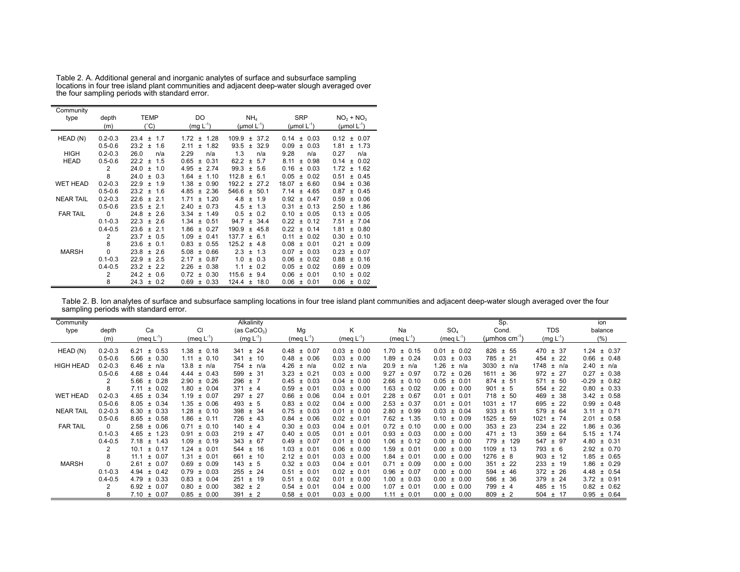Table 2. A. Additional general and inorganic analytes of surface and subsurface sampling locations in four tree island plant communities and adjacent deep-water slough averaged over the four sampling periods with standard error.

| Community type | depth (m) | TEMP (˚C) | DO (mg $L^{-1}$) | $NH_4$ (µmol $L^{-1}$) | SRP (µmol $L^{-1}$) | $NO_2$ + $NO_3$ (µmol $L^{-1}$) |
|---|---|---|---|---|---|---|
| HEAD (N) | 0.2-0.3 | 23.4 ± 1.7 | 1.72 ± 1.28 | 109.9 ± 37.2 | 0.14 ± 0.03 | 0.12 ± 0.07 |
| | 0.5-0.6 | 23.2 ± 1.6 | 2.11 ± 1.82 | 93.5 ± 32.9 | 0.09 ± 0.03 | 1.81 ± 1.73 |
| HIGH HEAD | 0.2-0.3 | 26.0 n/a | 2.29 n/a | 1.3 n/a | 9.28 n/a | 0.27 n/a |
| | 0.5-0.6 | 22.2 ± 1.5 | 0.65 ± 0.31 | 62.2 ± 5.7 | 8.11 ± 0.98 | 0.14 ± 0.02 |
| | 2 | 24.0 ± 1.0 | 4.95 ± 2.74 | 99.3 ± 5.6 | 0.16 ± 0.03 | 1.72 ± 1.62 |
| | 8 | 24.0 ± 0.3 | 1.64 ± 1.10 | 112.8 ± 6.1 | 0.05 ± 0.02 | 0.51 ± 0.45 |
| WET HEAD | 0.2-0.3 | 22.9 ± 1.9 | 1.38 ± 0.90 | 192.2 ± 27.2 | 18.07 ± 6.60 | 0.94 ± 0.36 |
| | 0.5-0.6 | 23.2 ± 1.6 | 4.85 ± 2.36 | 546.6 ± 50.1 | 7.14 ± 4.65 | 0.87 ± 0.45 |
| NEAR TAIL | 0.2-0.3 | 22.6 ± 2.1 | 1.71 ± 1.20 | 4.8 ± 1.9 | 0.92 ± 0.47 | 0.59 ± 0.06 |
| | 0.5-0.6 | 23.5 ± 2.1 | 2.40 ± 0.73 | 4.5 ± 1.3 | 0.31 ± 0.13 | 2.50 ± 1.86 |
| FAR TAIL | 0 | 24.8 ± 2.6 | 3.34 ± 1.49 | 0.5 ± 0.2 | 0.10 ± 0.05 | 0.13 ± 0.05 |
| | 0.1-0.3 | 22.3 ± 2.6 | 1.34 ± 0.51 | 94.7 ± 34.4 | 0.22 ± 0.12 | 7.51 ± 7.04 |
| | 0.4-0.5 | 23.6 ± 2.1 | 1.86 ± 0.27 | 190.9 ± 45.8 | 0.22 ± 0.14 | 1.81 ± 0.80 |
| | 2 | 23.7 ± 0.5 | 1.09 ± 0.41 | 137.7 ± 6.1 | 0.11 ± 0.02 | 0.30 ± 0.10 |
| | 8 | 23.6 ± 0.1 | 0.83 ± 0.55 | 125.2 ± 4.8 | 0.08 ± 0.01 | 0.21 ± 0.09 |
| MARSH | 0 | 23.8 ± 2.6 | 5.08 ± 0.66 | 2.3 ± 1.3 | 0.07 ± 0.03 | 0.23 ± 0.07 |
| | 0.1-0.3 | 22.9 ± 2.5 | 2.17 ± 0.87 | 1.0 ± 0.3 | 0.06 ± 0.02 | 0.88 ± 0.16 |
| | 0.4-0.5 | 23.2 ± 2.2 | 2.26 ± 0.38 | 1.1 ± 0.2 | 0.05 ± 0.02 | 0.69 ± 0.09 |
| | 2 | 24.2 ± 0.6 | 0.72 ± 0.30 | 115.6 ± 9.4 | 0.06 ± 0.01 | 0.10 ± 0.02 |
| | 8 | 24.3 ± 0.2 | 0.69 ± 0.33 | 124.4 ± 18.0 | 0.06 ± 0.01 | 0.06 ± 0.02 |

Table 2. B. Ion analytes of surface and subsurface sampling locations in four tree island plant communities and adjacent deep-water slough averaged over the four sampling periods with standard error.

| Community type | depth (m) | Ca (meq $L^{-1}$) | Cl (meq $L^{-1}$) | Alkalinity (as $CaCO_3$) (mg $L^{-1}$) | Mg (meq $L^{-1}$) | K (meq $L^{-1}$) | Na (meq $L^{-1}$) | $SO_4$ (meq $L^{-1}$) | Sp. Cond. (µmhos $cm^{-1}$) | TDS (mg $L^{-1}$) | ion balance (%) |
|---|---|---|---|---|---|---|---|---|---|---|---|
| HEAD (N) | 0.2-0.3 | 6.21 ± 0.53 | 1.38 ± 0.18 | 341 ± 24 | 0.48 ± 0.07 | 0.03 ± 0.00 | 1.70 ± 0.15 | 0.01 ± 0.02 | 826 ± 55 | 470 ± 37 | 1.24 ± 0.37 |
| | 0.5-0.6 | 5.66 ± 0.30 | 1.11 ± 0.10 | 341 ± 10 | 0.48 ± 0.06 | 0.03 ± 0.00 | 1.89 ± 0.24 | 0.03 ± 0.03 | 785 ± 21 | 454 ± 22 | 0.66 ± 0.48 |
| HIGH HEAD | 0.2-0.3 | 6.46 ± n/a | 13.8 ± n/a | 754 ± n/a | 4.26 ± n/a | 0.02 ± n/a | 20.9 ± n/a | 1.26 ± n/a | 3030 ± n/a | 1748 ± n/a | 2.40 ± n/a |
| | 0.5-0.6 | 4.68 ± 0.44 | 4.44 ± 0.43 | 599 ± 31 | 3.23 ± 0.21 | 0.03 ± 0.00 | 9.27 ± 0.97 | 0.72 ± 0.26 | 1611 ± 36 | 972 ± 27 | 0.27 ± 0.38 |
| | 2 | 5.66 ± 0.28 | 2.90 ± 0.26 | 296 ± 7 | 0.45 ± 0.03 | 0.04 ± 0.00 | 2.66 ± 0.10 | 0.05 ± 0.01 | 874 ± 51 | 571 ± 50 | -0.29 ± 0.82 |
| | 8 | 7.11 ± 0.02 | 1.80 ± 0.04 | 371 ± 4 | 0.59 ± 0.01 | 0.03 ± 0.00 | 1.63 ± 0.02 | 0.00 ± 0.00 | 901 ± 5 | 554 ± 22 | 0.80 ± 0.33 |
| WET HEAD | 0.2-0.3 | 4.65 ± 0.34 | 1.19 ± 0.07 | 297 ± 27 | 0.66 ± 0.06 | 0.04 ± 0.01 | 2.28 ± 0.67 | 0.01 ± 0.01 | 718 ± 50 | 469 ± 38 | 3.42 ± 0.58 |
| | 0.5-0.6 | 8.05 ± 0.34 | 1.35 ± 0.06 | 493 ± 5 | 0.83 ± 0.02 | 0.04 ± 0.00 | 2.53 ± 0.37 | 0.01 ± 0.01 | 1031 ± 17 | 695 ± 22 | 0.99 ± 0.48 |
| NEAR TAIL | 0.2-0.3 | 6.30 ± 0.33 | 1.28 ± 0.10 | 398 ± 34 | 0.75 ± 0.03 | 0.01 ± 0.00 | 2.80 ± 0.99 | 0.03 ± 0.04 | 933 ± 61 | 579 ± 64 | 3.11 ± 0.71 |
| | 0.5-0.6 | 8.65 ± 0.58 | 1.86 ± 0.11 | 726 ± 43 | 0.84 ± 0.06 | 0.02 ± 0.01 | 7.62 ± 1.35 | 0.10 ± 0.09 | 1525 ± 59 | 1021 ± 74 | 2.01 ± 0.58 |
| FAR TAIL | 0 | 2.58 ± 0.06 | 0.71 ± 0.10 | 140 ± 4 | 0.30 ± 0.03 | 0.04 ± 0.01 | 0.72 ± 0.10 | 0.00 ± 0.00 | 353 ± 23 | 234 ± 22 | 1.86 ± 0.36 |
| | 0.1-0.3 | 4.65 ± 1.23 | 0.91 ± 0.03 | 219 ± 47 | 0.40 ± 0.05 | 0.01 ± 0.01 | 0.93 ± 0.03 | 0.00 ± 0.00 | 471 ± 13 | 359 ± 64 | 5.15 ± 1.74 |
| | 0.4-0.5 | 7.18 ± 1.43 | 1.09 ± 0.19 | 343 ± 67 | 0.49 ± 0.07 | 0.01 ± 0.00 | 1.06 ± 0.12 | 0.00 ± 0.00 | 779 ± 129 | 547 ± 97 | 4.80 ± 0.31 |
| | 2 | 10.1 ± 0.17 | 1.24 ± 0.01 | 544 ± 16 | 1.03 ± 0.01 | 0.06 ± 0.00 | 1.59 ± 0.01 | 0.00 ± 0.00 | 1109 ± 13 | 793 ± 6 | 2.92 ± 0.70 |
| | 8 | 11.1 ± 0.07 | 1.31 ± 0.01 | 661 ± 10 | 2.12 ± 0.01 | 0.03 ± 0.00 | 1.84 ± 0.01 | 0.00 ± 0.00 | 1276 ± 8 | 903 ± 12 | 1.85 ± 0.65 |
| MARSH | 0 | 2.61 ± 0.07 | 0.69 ± 0.09 | 143 ± 5 | 0.32 ± 0.03 | 0.04 ± 0.01 | 0.71 ± 0.09 | 0.00 ± 0.00 | 351 ± 22 | 233 ± 19 | 1.86 ± 0.29 |
| | 0.1-0.3 | 4.94 ± 0.42 | 0.79 ± 0.03 | 255 ± 24 | 0.51 ± 0.01 | 0.02 ± 0.01 | 0.96 ± 0.07 | 0.00 ± 0.00 | 594 ± 46 | 372 ± 26 | 4.48 ± 0.54 |
| | 0.4-0.5 | 4.79 ± 0.33 | 0.83 ± 0.04 | 251 ± 19 | 0.51 ± 0.02 | 0.01 ± 0.00 | 1.00 ± 0.03 | 0.00 ± 0.00 | 586 ± 36 | 379 ± 24 | 3.72 ± 0.91 |
| | 2 | 6.92 ± 0.07 | 0.80 ± 0.00 | 382 ± 2 | 0.54 ± 0.01 | 0.04 ± 0.00 | 1.07 ± 0.01 | 0.00 ± 0.00 | 799 ± 4 | 485 ± 15 | 0.82 ± 0.62 |
| | 8 | 7.10 ± 0.07 | 0.85 ± 0.00 | 391 ± 2 | 0.58 ± 0.01 | 0.03 ± 0.00 | 1.11 ± 0.01 | 0.00 ± 0.00 | 809 ± 2 | 504 ± 17 | 0.95 ± 0.64 |